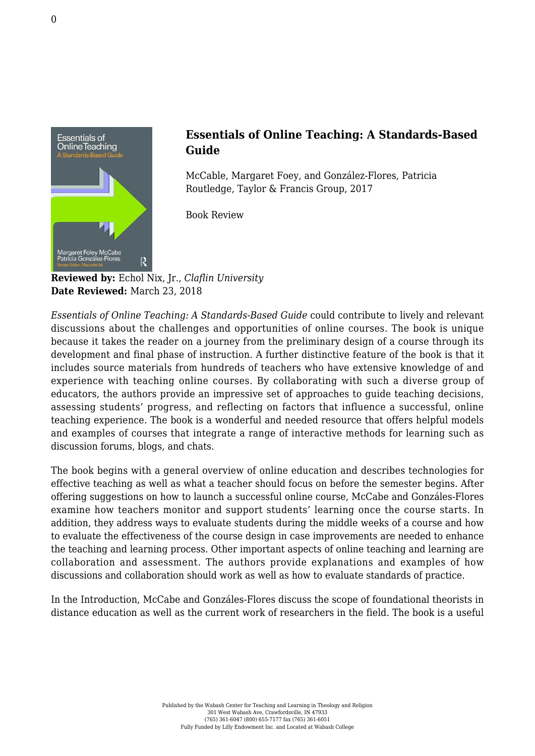# Essentials of Online Teaching: A Standards-Based Guide

McCable, Margaret Foey, and González-Flores, Patricia
Routledge, Taylor & Francis Group, 2017

Book Review

**Reviewed by:** Echol Nix, Jr., *Claflin University*
**Date Reviewed:** March 23, 2018

*Essentials of Online Teaching: A Standards-Based Guide* could contribute to lively and relevant discussions about the challenges and opportunities of online courses. The book is unique because it takes the reader on a journey from the preliminary design of a course through its development and final phase of instruction. A further distinctive feature of the book is that it includes source materials from hundreds of teachers who have extensive knowledge of and experience with teaching online courses. By collaborating with such a diverse group of educators, the authors provide an impressive set of approaches to guide teaching decisions, assessing students' progress, and reflecting on factors that influence a successful, online teaching experience. The book is a wonderful and needed resource that offers helpful models and examples of courses that integrate a range of interactive methods for learning such as discussion forums, blogs, and chats.

The book begins with a general overview of online education and describes technologies for effective teaching as well as what a teacher should focus on before the semester begins. After offering suggestions on how to launch a successful online course, McCabe and González-Flores examine how teachers monitor and support students' learning once the course starts. In addition, they address ways to evaluate students during the middle weeks of a course and how to evaluate the effectiveness of the course design in case improvements are needed to enhance the teaching and learning process. Other important aspects of online teaching and learning are collaboration and assessment. The authors provide explanations and examples of how discussions and collaboration should work as well as how to evaluate standards of practice.

In the Introduction, McCabe and Gonzáles-Flores discuss the scope of foundational theorists in distance education as well as the current work of researchers in the field. The book is a useful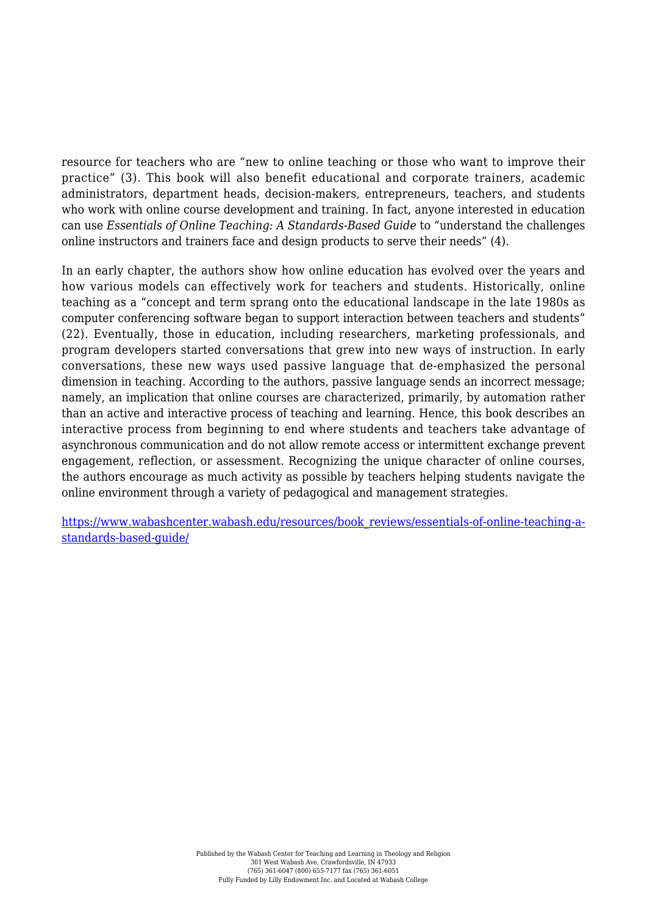resource for teachers who are "new to online teaching or those who want to improve their practice" (3). This book will also benefit educational and corporate trainers, academic administrators, department heads, decision-makers, entrepreneurs, teachers, and students who work with online course development and training. In fact, anyone interested in education can use *Essentials of Online Teaching: A Standards-Based Guide* to "understand the challenges online instructors and trainers face and design products to serve their needs" (4).

In an early chapter, the authors show how online education has evolved over the years and how various models can effectively work for teachers and students. Historically, online teaching as a "concept and term sprang onto the educational landscape in the late 1980s as computer conferencing software began to support interaction between teachers and students" (22). Eventually, those in education, including researchers, marketing professionals, and program developers started conversations that grew into new ways of instruction. In early conversations, these new ways used passive language that de-emphasized the personal dimension in teaching. According to the authors, passive language sends an incorrect message; namely, an implication that online courses are characterized, primarily, by automation rather than an active and interactive process of teaching and learning. Hence, this book describes an interactive process from beginning to end where students and teachers take advantage of asynchronous communication and do not allow remote access or intermittent exchange prevent engagement, reflection, or assessment. Recognizing the unique character of online courses, the authors encourage as much activity as possible by teachers helping students navigate the online environment through a variety of pedagogical and management strategies.

[https://www.wabashcenter.wabash.edu/resources/book_reviews/essentials-of-online-teaching-a-standards-based-guide/](https://www.wabashcenter.wabash.edu/resources/book_reviews/essentials-of-online-teaching-a-standards-based-guide/)